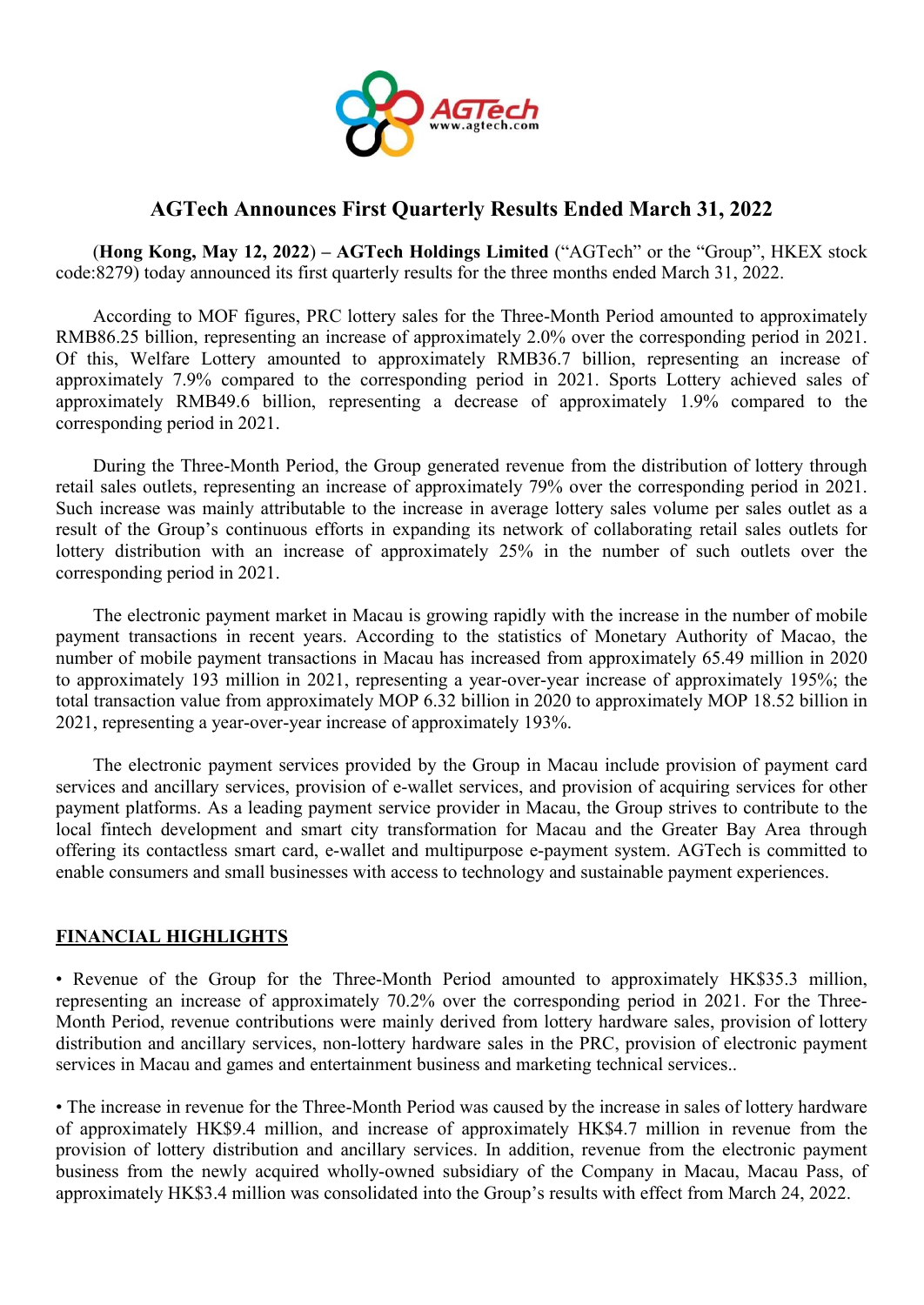# AGTech Announces First Quarterly Results Ended March 31, 2022

(**Hong Kong, May 12, 2022**) – **AGTech Holdings Limited** ("AGTech" or the "Group", HKEX stock code:8279) today announced its first quarterly results for the three months ended March 31, 2022.

According to MOF figures, PRC lottery sales for the Three-Month Period amounted to approximately RMB86.25 billion, representing an increase of approximately 2.0% over the corresponding period in 2021. Of this, Welfare Lottery amounted to approximately RMB36.7 billion, representing an increase of approximately 7.9% compared to the corresponding period in 2021. Sports Lottery achieved sales of approximately RMB49.6 billion, representing a decrease of approximately 1.9% compared to the corresponding period in 2021.

During the Three-Month Period, the Group generated revenue from the distribution of lottery through retail sales outlets, representing an increase of approximately 79% over the corresponding period in 2021. Such increase was mainly attributable to the increase in average lottery sales volume per sales outlet as a result of the Group's continuous efforts in expanding its network of collaborating retail sales outlets for lottery distribution with an increase of approximately 25% in the number of such outlets over the corresponding period in 2021.

The electronic payment market in Macau is growing rapidly with the increase in the number of mobile payment transactions in recent years. According to the statistics of Monetary Authority of Macao, the number of mobile payment transactions in Macau has increased from approximately 65.49 million in 2020 to approximately 193 million in 2021, representing a year-over-year increase of approximately 195%; the total transaction value from approximately MOP 6.32 billion in 2020 to approximately MOP 18.52 billion in 2021, representing a year-over-year increase of approximately 193%.

The electronic payment services provided by the Group in Macau include provision of payment card services and ancillary services, provision of e-wallet services, and provision of acquiring services for other payment platforms. As a leading payment service provider in Macau, the Group strives to contribute to the local fintech development and smart city transformation for Macau and the Greater Bay Area through offering its contactless smart card, e-wallet and multipurpose e-payment system. AGTech is committed to enable consumers and small businesses with access to technology and sustainable payment experiences.

## FINANCIAL HIGHLIGHTS

• Revenue of the Group for the Three-Month Period amounted to approximately HK$35.3 million, representing an increase of approximately 70.2% over the corresponding period in 2021. For the Three-Month Period, revenue contributions were mainly derived from lottery hardware sales, provision of lottery distribution and ancillary services, non-lottery hardware sales in the PRC, provision of electronic payment services in Macau and games and entertainment business and marketing technical services..

• The increase in revenue for the Three-Month Period was caused by the increase in sales of lottery hardware of approximately HK$9.4 million, and increase of approximately HK$4.7 million in revenue from the provision of lottery distribution and ancillary services. In addition, revenue from the electronic payment business from the newly acquired wholly-owned subsidiary of the Company in Macau, Macau Pass, of approximately HK$3.4 million was consolidated into the Group's results with effect from March 24, 2022.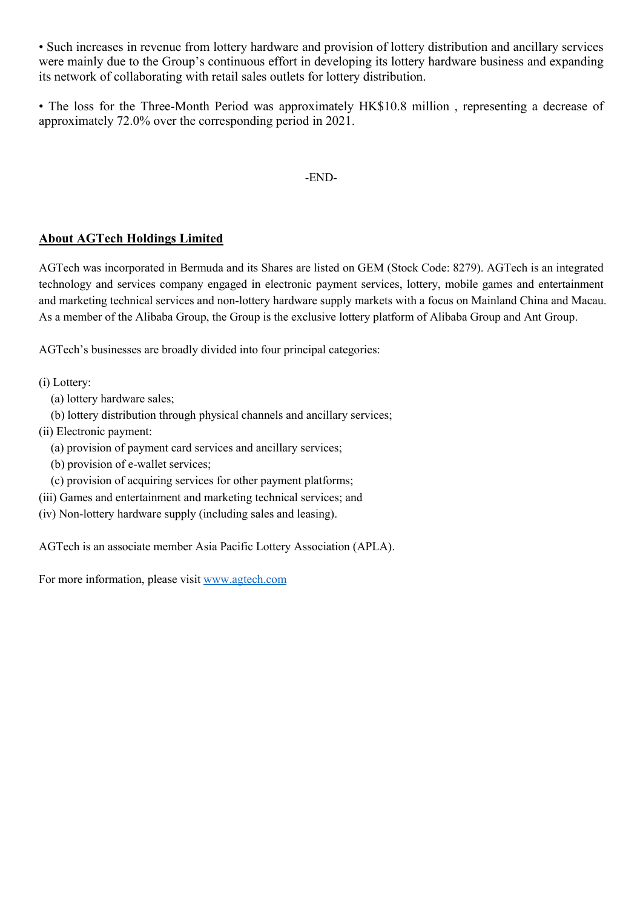- Such increases in revenue from lottery hardware and provision of lottery distribution and ancillary services were mainly due to the Group's continuous effort in developing its lottery hardware business and expanding its network of collaborating with retail sales outlets for lottery distribution.

- The loss for the Three-Month Period was approximately HK$10.8 million , representing a decrease of approximately 72.0% over the corresponding period in 2021.

-END-

## About AGTech Holdings Limited

AGTech was incorporated in Bermuda and its Shares are listed on GEM (Stock Code: 8279). AGTech is an integrated technology and services company engaged in electronic payment services, lottery, mobile games and entertainment and marketing technical services and non-lottery hardware supply markets with a focus on Mainland China and Macau. As a member of the Alibaba Group, the Group is the exclusive lottery platform of Alibaba Group and Ant Group.

AGTech's businesses are broadly divided into four principal categories:

(i) Lottery:
   (a) lottery hardware sales;
   (b) lottery distribution through physical channels and ancillary services;
(ii) Electronic payment:
   (a) provision of payment card services and ancillary services;
   (b) provision of e-wallet services;
   (c) provision of acquiring services for other payment platforms;
(iii) Games and entertainment and marketing technical services; and
(iv) Non-lottery hardware supply (including sales and leasing).

AGTech is an associate member Asia Pacific Lottery Association (APLA).

For more information, please visit www.agtech.com